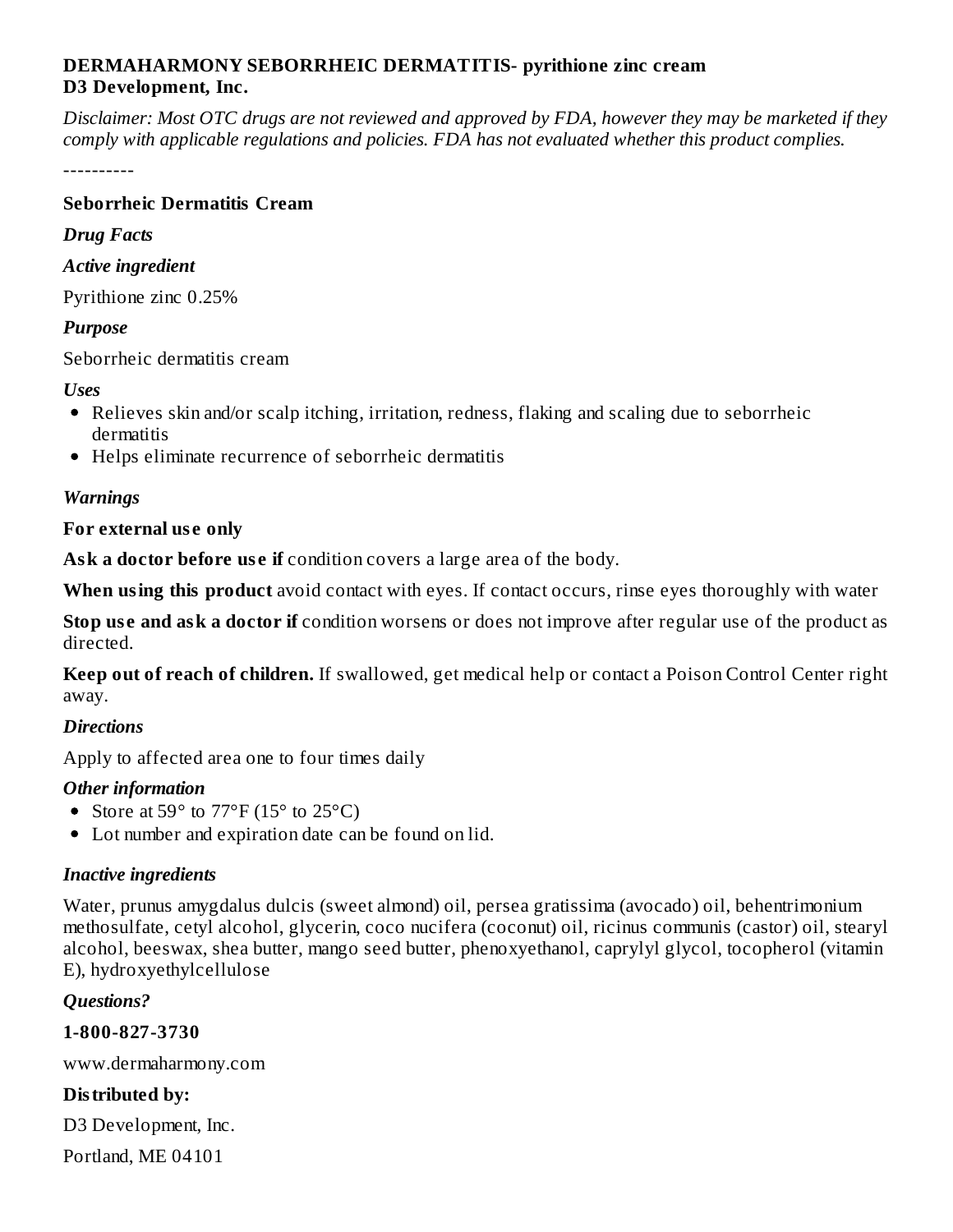**DERMAHARMONY SEBORRHEIC DERMATITIS- pyrithione zinc cream**
**D3 Development, Inc.**

*Disclaimer: Most OTC drugs are not reviewed and approved by FDA, however they may be marketed if they comply with applicable regulations and policies. FDA has not evaluated whether this product complies.*

----------

**Seborrheic Dermatitis Cream**

***Drug Facts***

***Active ingredient***

Pyrithione zinc 0.25%

***Purpose***

Seborrheic dermatitis cream

***Uses***

- Relieves skin and/or scalp itching, irritation, redness, flaking and scaling due to seborrheic dermatitis
- Helps eliminate recurrence of seborrheic dermatitis

***Warnings***

**For external use only**

**Ask a doctor before use if** condition covers a large area of the body.

**When using this product** avoid contact with eyes. If contact occurs, rinse eyes thoroughly with water

**Stop use and ask a doctor if** condition worsens or does not improve after regular use of the product as directed.

**Keep out of reach of children.** If swallowed, get medical help or contact a Poison Control Center right away.

***Directions***

Apply to affected area one to four times daily

***Other information***

- Store at 59° to 77°F (15° to 25°C)
- Lot number and expiration date can be found on lid.

***Inactive ingredients***

Water, prunus amygdalus dulcis (sweet almond) oil, persea gratissima (avocado) oil, behentrimonium methosulfate, cetyl alcohol, glycerin, coco nucifera (coconut) oil, ricinus communis (castor) oil, stearyl alcohol, beeswax, shea butter, mango seed butter, phenoxyethanol, caprylyl glycol, tocopherol (vitamin E), hydroxyethylcellulose

***Questions?***

**1-800-827-3730**

www.dermaharmony.com

**Distributed by:**

D3 Development, Inc.

Portland, ME 04101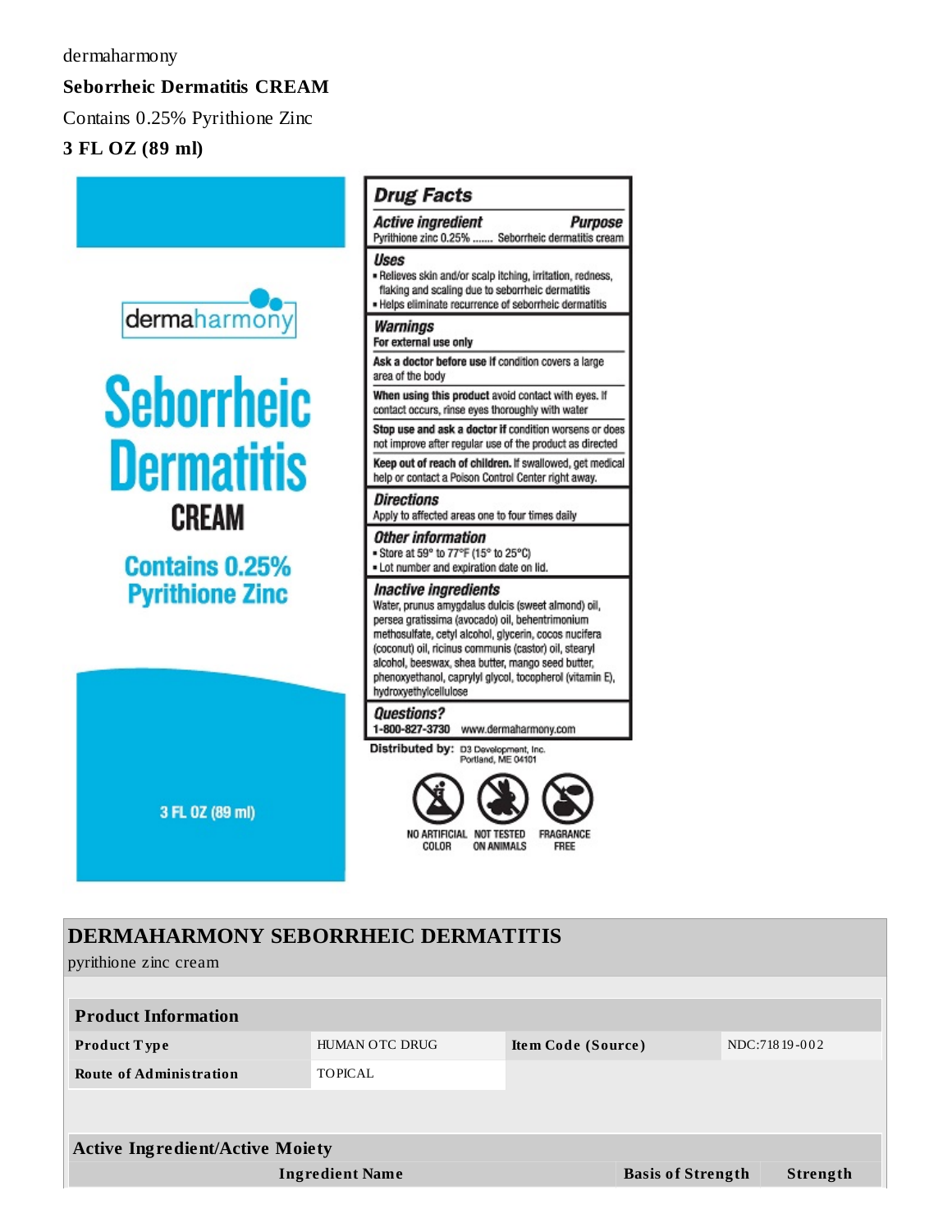dermaharmony

**Seborrheic Dermatitis CREAM**

Contains 0.25% Pyrithione Zinc

**3 FL OZ (89 ml)**

dermaharmony

Seborrheic Dermatitis

CREAM

Contains 0.25% Pyrithione Zinc

3 FL OZ (89 ml)

## Drug Facts

**Active ingredient** — **Purpose**

Pyrithione zinc 0.25% ....... Seborrheic dermatitis cream

**Uses**

- Relieves skin and/or scalp itching, irritation, redness, flaking and scaling due to seborrheic dermatitis
- Helps eliminate recurrence of seborrheic dermatitis

**Warnings**

**For external use only**

**Ask a doctor before use if** condition covers a large area of the body

**When using this product** avoid contact with eyes. If contact occurs, rinse eyes thoroughly with water

**Stop use and ask a doctor if** condition worsens or does not improve after regular use of the product as directed

**Keep out of reach of children.** If swallowed, get medical help or contact a Poison Control Center right away.

**Directions**

Apply to affected areas one to four times daily

**Other information**

- Store at 59° to 77°F (15° to 25°C)
- Lot number and expiration date on lid.

**Inactive ingredients**

Water, prunus amygdalus dulcis (sweet almond) oil, persea gratissima (avocado) oil, behentrimonium methosulfate, cetyl alcohol, glycerin, cocos nucifera (coconut) oil, ricinus communis (castor) oil, stearyl alcohol, beeswax, shea butter, mango seed butter, phenoxyethanol, caprylyl glycol, tocopherol (vitamin E), hydroxyethylcellulose

**Questions?**

1-800-827-3730 www.dermaharmony.com

**Distributed by:** D3 Development, Inc. Portland, ME 04101

NO ARTIFICIAL COLOR | NOT TESTED ON ANIMALS | FRAGRANCE FREE

## DERMAHARMONY SEBORRHEIC DERMATITIS

pyrithione zinc cream

| Product Information | | | |
|---|---|---|---|
| **Product Type** | HUMAN OTC DRUG | **Item Code (Source)** | NDC:71819-002 |
| **Route of Administration** | TOPICAL | | |

| Active Ingredient/Active Moiety | | |
|---|---|---|
| **Ingredient Name** | **Basis of Strength** | **Strength** |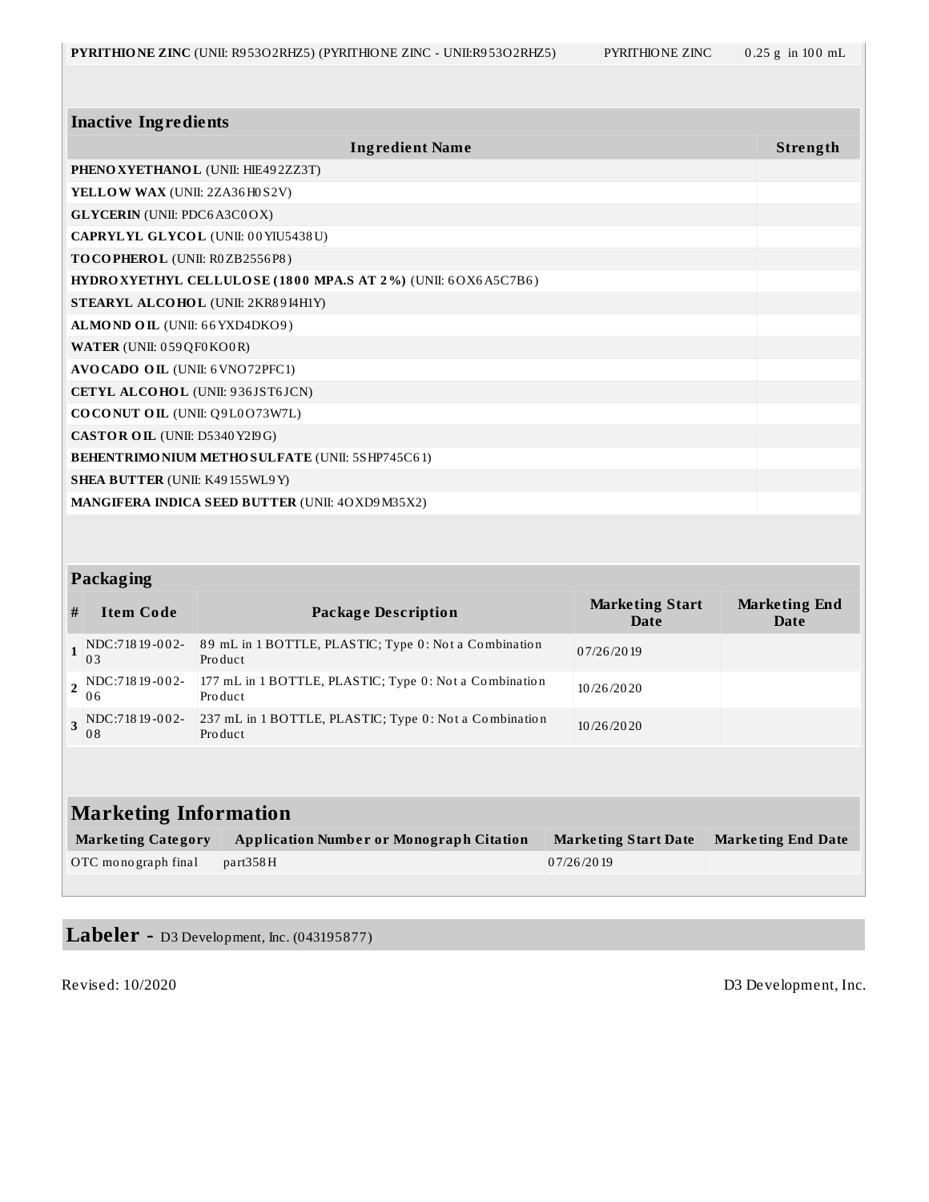| | | |
|---|---|---|
| **PYRITHIONE ZINC** (UNII: R953O2RHZ5) (PYRITHIONE ZINC - UNII:R953O2RHZ5) | PYRITHIONE ZINC | 0.25 g in 100 mL |

## Inactive Ingredients

| Ingredient Name | Strength |
|---|---|
| **PHENOXYETHANOL** (UNII: HIE492ZZ3T) | |
| **YELLOW WAX** (UNII: 2ZA36H0S2V) | |
| **GLYCERIN** (UNII: PDC6A3C0OX) | |
| **CAPRYLYL GLYCOL** (UNII: 00YIU5438U) | |
| **TOCOPHEROL** (UNII: R0ZB2556P8) | |
| **HYDROXYETHYL CELLULOSE (1800 MPA.S AT 2%)** (UNII: 6OX6A5C7B6) | |
| **STEARYL ALCOHOL** (UNII: 2KR89I4H1Y) | |
| **ALMOND OIL** (UNII: 66YXD4DKO9) | |
| **WATER** (UNII: 059QF0KO0R) | |
| **AVOCADO OIL** (UNII: 6VNO72PFC1) | |
| **CETYL ALCOHOL** (UNII: 936JST6JCN) | |
| **COCONUT OIL** (UNII: Q9L0O73W7L) | |
| **CASTOR OIL** (UNII: D5340Y2I9G) | |
| **BEHENTRIMONIUM METHOSULFATE** (UNII: 5SHP745C61) | |
| **SHEA BUTTER** (UNII: K49155WL9Y) | |
| **MANGIFERA INDICA SEED BUTTER** (UNII: 4OXD9M35X2) | |

## Packaging

| # | Item Code | Package Description | Marketing Start Date | Marketing End Date |
|---|---|---|---|---|
| 1 | NDC:71819-002-03 | 89 mL in 1 BOTTLE, PLASTIC; Type 0: Not a Combination Product | 07/26/2019 | |
| 2 | NDC:71819-002-06 | 177 mL in 1 BOTTLE, PLASTIC; Type 0: Not a Combination Product | 10/26/2020 | |
| 3 | NDC:71819-002-08 | 237 mL in 1 BOTTLE, PLASTIC; Type 0: Not a Combination Product | 10/26/2020 | |

## Marketing Information

| Marketing Category | Application Number or Monograph Citation | Marketing Start Date | Marketing End Date |
|---|---|---|---|
| OTC monograph final | part358H | 07/26/2019 | |

## Labeler - D3 Development, Inc. (043195877)

Revised: 10/2020

D3 Development, Inc.